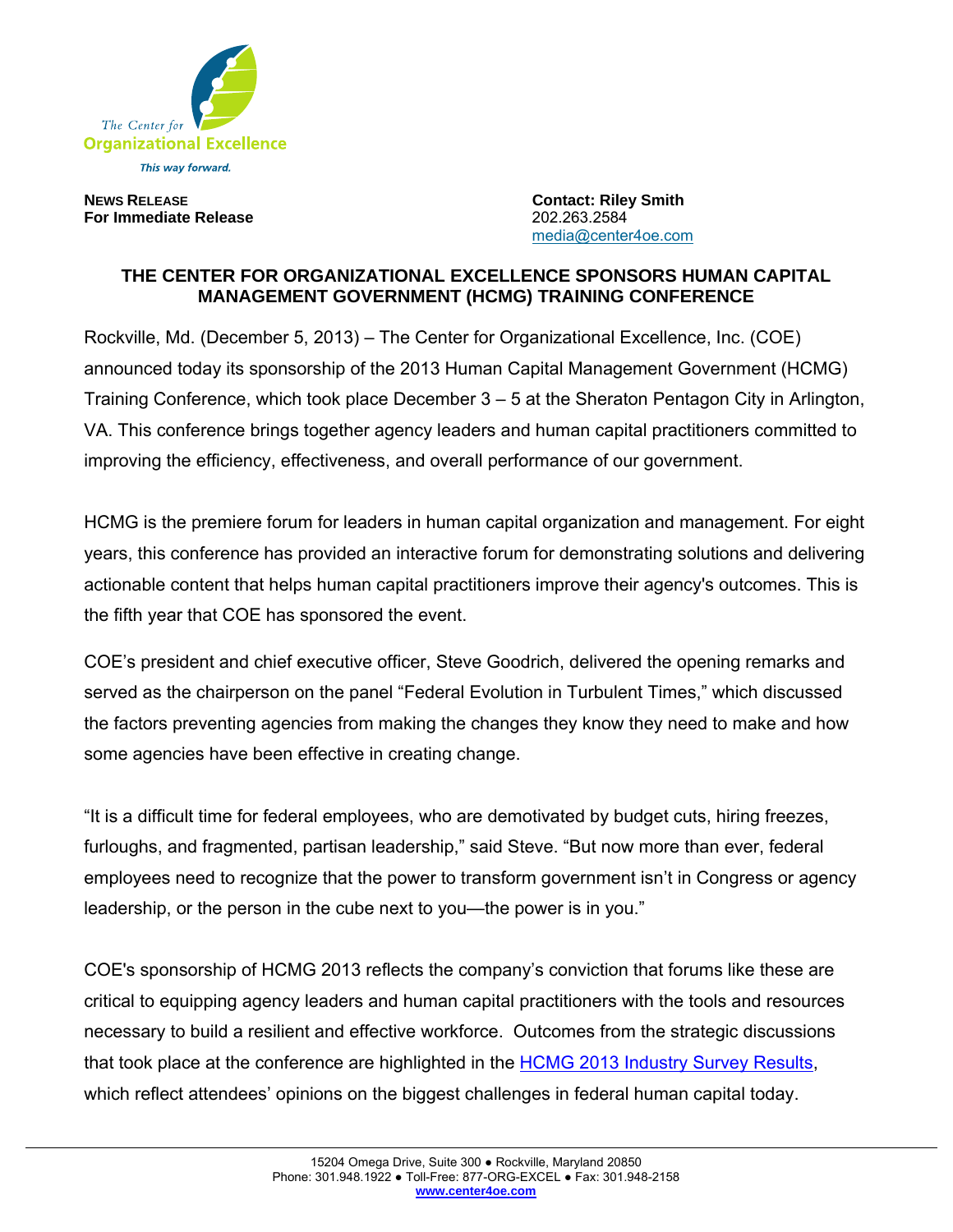The Center for Organizational Excellence

*This way forward.*

**NEWS RELEASE**
**For Immediate Release**

**Contact: Riley Smith**
202.263.2584
[media@center4oe.com](mailto:media@center4oe.com)

## THE CENTER FOR ORGANIZATIONAL EXCELLENCE SPONSORS HUMAN CAPITAL MANAGEMENT GOVERNMENT (HCMG) TRAINING CONFERENCE

Rockville, Md. (December 5, 2013) – The Center for Organizational Excellence, Inc. (COE) announced today its sponsorship of the 2013 Human Capital Management Government (HCMG) Training Conference, which took place December 3 – 5 at the Sheraton Pentagon City in Arlington, VA. This conference brings together agency leaders and human capital practitioners committed to improving the efficiency, effectiveness, and overall performance of our government.

HCMG is the premiere forum for leaders in human capital organization and management. For eight years, this conference has provided an interactive forum for demonstrating solutions and delivering actionable content that helps human capital practitioners improve their agency's outcomes. This is the fifth year that COE has sponsored the event.

COE's president and chief executive officer, Steve Goodrich, delivered the opening remarks and served as the chairperson on the panel "Federal Evolution in Turbulent Times," which discussed the factors preventing agencies from making the changes they know they need to make and how some agencies have been effective in creating change.

"It is a difficult time for federal employees, who are demotivated by budget cuts, hiring freezes, furloughs, and fragmented, partisan leadership," said Steve. "But now more than ever, federal employees need to recognize that the power to transform government isn't in Congress or agency leadership, or the person in the cube next to you—the power is in you."

COE's sponsorship of HCMG 2013 reflects the company's conviction that forums like these are critical to equipping agency leaders and human capital practitioners with the tools and resources necessary to build a resilient and effective workforce. Outcomes from the strategic discussions that took place at the conference are highlighted in the HCMG 2013 Industry Survey Results, which reflect attendees' opinions on the biggest challenges in federal human capital today.

15204 Omega Drive, Suite 300 ● Rockville, Maryland 20850
Phone: 301.948.1922 ● Toll-Free: 877-ORG-EXCEL ● Fax: 301.948-2158
**www.center4oe.com**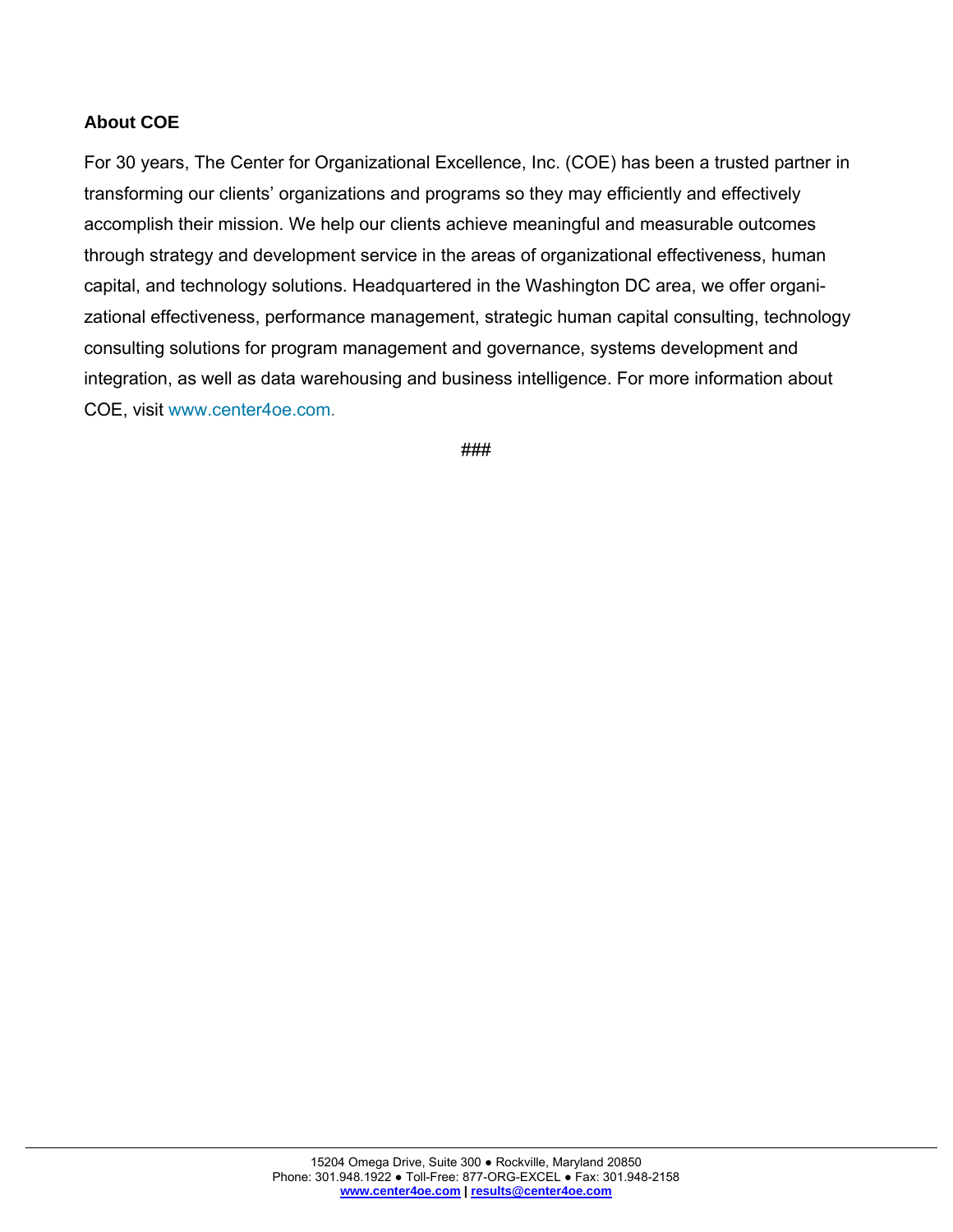**About COE**

For 30 years, The Center for Organizational Excellence, Inc. (COE) has been a trusted partner in transforming our clients' organizations and programs so they may efficiently and effectively accomplish their mission. We help our clients achieve meaningful and measurable outcomes through strategy and development service in the areas of organizational effectiveness, human capital, and technology solutions. Headquartered in the Washington DC area, we offer organizational effectiveness, performance management, strategic human capital consulting, technology consulting solutions for program management and governance, systems development and integration, as well as data warehousing and business intelligence. For more information about COE, visit www.center4oe.com.

###

15204 Omega Drive, Suite 300 ● Rockville, Maryland 20850
Phone: 301.948.1922 ● Toll-Free: 877-ORG-EXCEL ● Fax: 301.948-2158
**www.center4oe.com | results@center4oe.com**